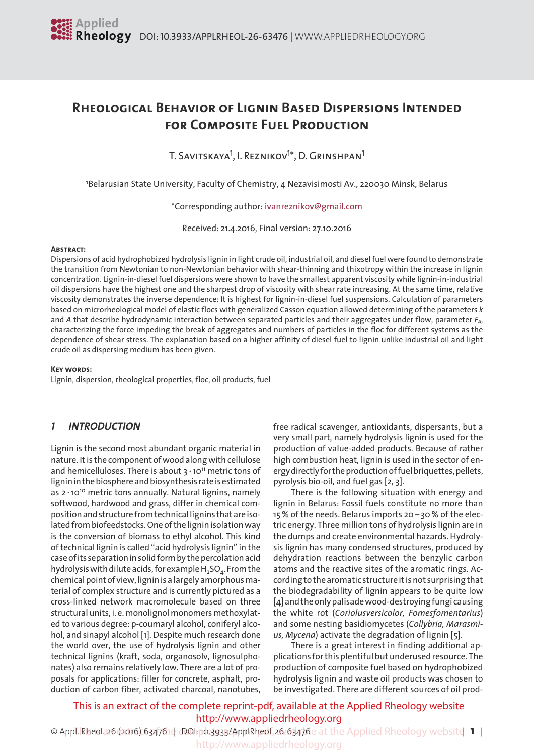# Rheological Behavior of Lignin Based Dispersions Intended for Composite Fuel Production

T. Savitskaya[1], I. Reznikov[1]*, D. Grinshpan[1]

[1]Belarusian State University, Faculty of Chemistry, 4 Nezavisimosti Av., 220030 Minsk, Belarus

*Corresponding author: ivanreznikov@gmail.com

Received: 21.4.2016, Final version: 27.10.2016

**Abstract:**

Dispersions of acid hydrophobized hydrolysis lignin in light crude oil, industrial oil, and diesel fuel were found to demonstrate the transition from Newtonian to non-Newtonian behavior with shear-thinning and thixotropy within the increase in lignin concentration. Lignin-in-diesel fuel dispersions were shown to have the smallest apparent viscosity while lignin-in-industrial oil dispersions have the highest one and the sharpest drop of viscosity with shear rate increasing. At the same time, relative viscosity demonstrates the inverse dependence: It is highest for lignin-in-diesel fuel suspensions. Calculation of parameters based on microrheological model of elastic flocs with generalized Casson equation allowed determining of the parameters $k$ and $A$ that describe hydrodynamic interaction between separated particles and their aggregates under flow, parameter $F_A$, characterizing the force impeding the break of aggregates and numbers of particles in the floc for different systems as the dependence of shear stress. The explanation based on a higher affinity of diesel fuel to lignin unlike industrial oil and light crude oil as dispersing medium has been given.

**Key words:**

Lignin, dispersion, rheological properties, floc, oil products, fuel

## 1 INTRODUCTION

Lignin is the second most abundant organic material in nature. It is the component of wood along with cellulose and hemicelluloses. There is about $3 \cdot 10^{11}$ metric tons of lignin in the biosphere and biosynthesis rate is estimated as $2 \cdot 10^{10}$ metric tons annually. Natural lignins, namely softwood, hardwood and grass, differ in chemical composition and structure from technical lignins that are isolated from biofeedstocks. One of the lignin isolation way is the conversion of biomass to ethyl alcohol. This kind of technical lignin is called "acid hydrolysis lignin" in the case of its separation in solid form by the percolation acid hydrolysis with dilute acids, for example $H_2SO_4$. From the chemical point of view, lignin is a largely amorphous material of complex structure and is currently pictured as a cross-linked network macromolecule based on three structural units, i. e. monolignol monomers methoxylated to various degree: p-coumaryl alcohol, coniferyl alcohol, and sinapyl alcohol [1]. Despite much research done the world over, the use of hydrolysis lignin and other technical lignins (kraft, soda, organosolv, lignosulphonates) also remains relatively low. There are a lot of proposals for applications: filler for concrete, asphalt, production of carbon fiber, activated charcoal, nanotubes, free radical scavenger, antioxidants, dispersants, but a very small part, namely hydrolysis lignin is used for the production of value-added products. Because of rather high combustion heat, lignin is used in the sector of energy directly for the production of fuel briquettes, pellets, pyrolysis bio-oil, and fuel gas [2, 3].

There is the following situation with energy and lignin in Belarus: Fossil fuels constitute no more than 15 % of the needs. Belarus imports 20 – 30 % of the electric energy. Three million tons of hydrolysis lignin are in the dumps and create environmental hazards. Hydrolysis lignin has many condensed structures, produced by dehydration reactions between the benzylic carbon atoms and the reactive sites of the aromatic rings. According to the aromatic structure it is not surprising that the biodegradability of lignin appears to be quite low [4] and the only palisade wood-destroying fungi causing the white rot (*Coriolusversicolor, Fomesfomentarius*) and some nesting basidiomycetes (*Collybria, Marasmius, Mycena*) activate the degradation of lignin [5].

There is a great interest in finding additional applications for this plentiful but underused resource. The production of composite fuel based on hydrophobized hydrolysis lignin and waste oil products was chosen to be investigated. There are different sources of oil prod-

This is an extract of the complete reprint-pdf, available at the Applied Rheology website
http://www.appliedrheology.org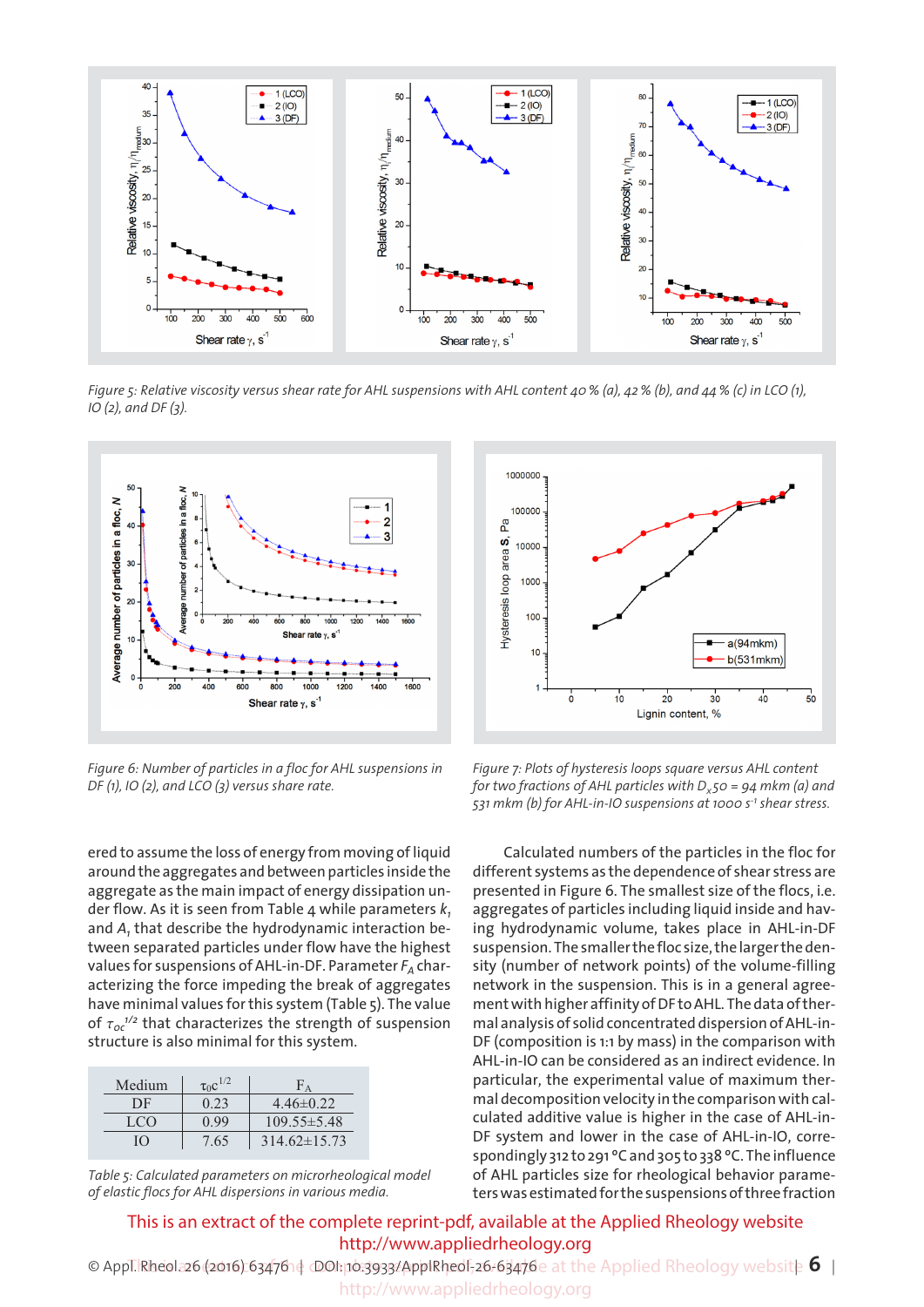*Figure 5: Relative viscosity versus shear rate for AHL suspensions with AHL content 40 % (a), 42 % (b), and 44 % (c) in LCO (1), IO (2), and DF (3).*

*Figure 6: Number of particles in a floc for AHL suspensions in DF (1), IO (2), and LCO (3) versus share rate.*

*Figure 7: Plots of hysteresis loops square versus AHL content for two fractions of AHL particles with $D_x50$ = 94 mkm (a) and 531 mkm (b) for AHL-in-IO suspensions at 1000 $s^{-1}$ shear stress.*

ered to assume the loss of energy from moving of liquid around the aggregates and between particles inside the aggregate as the main impact of energy dissipation under flow. As it is seen from Table 4 while parameters $k_1$ and $A_1$ that describe the hydrodynamic interaction between separated particles under flow have the highest values for suspensions of AHL-in-DF. Parameter $F_A$ characterizing the force impeding the break of aggregates have minimal values for this system (Table 5). The value of $\tau_{0c}^{1/2}$ that characterizes the strength of suspension structure is also minimal for this system.

| Medium | $\tau_0 c^{1/2}$ | $F_A$ |
|---|---|---|
| DF | 0.23 | 4.46±0.22 |
| LCO | 0.99 | 109.55±5.48 |
| IO | 7.65 | 314.62±15.73 |

*Table 5: Calculated parameters on microrheological model of elastic flocs for AHL dispersions in various media.*

Calculated numbers of the particles in the floc for different systems as the dependence of shear stress are presented in Figure 6. The smallest size of the flocs, i.e. aggregates of particles including liquid inside and having hydrodynamic volume, takes place in AHL-in-DF suspension. The smaller the floc size, the larger the density (number of network points) of the volume-filling network in the suspension. This is in a general agreement with higher affinity of DF to AHL. The data of thermal analysis of solid concentrated dispersion of AHL-in-DF (composition is 1:1 by mass) in the comparison with AHL-in-IO can be considered as an indirect evidence. In particular, the experimental value of maximum thermal decomposition velocity in the comparison with calculated additive value is higher in the case of AHL-in-DF system and lower in the case of AHL-in-IO, correspondingly 312 to 291 °C and 305 to 338 °C. The influence of AHL particles size for rheological behavior parameters was estimated for the suspensions of three fraction

This is an extract of the complete reprint-pdf, available at the Applied Rheology website
http://www.appliedrheology.org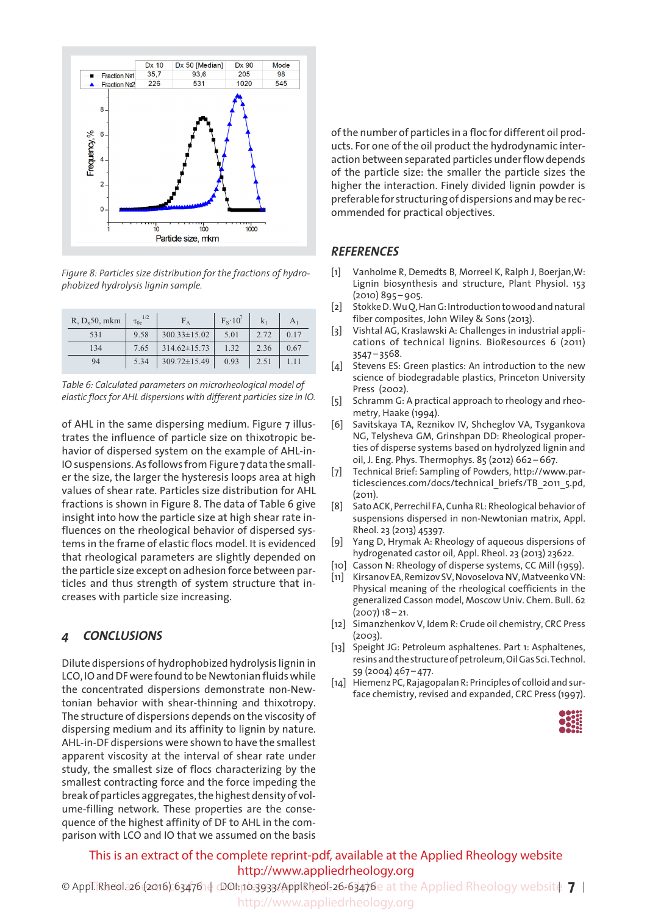Dx 10 | Dx 50 [Median] | Dx 90 | Mode
Fraction №1 35,7 93,6 205 98
Fraction №2 226 531 1020 545

Frequency, %
8
6
4
2
0
1 10 100 1000
Particle size, mkm

*Figure 8: Particles size distribution for the fractions of hydrophobized hydrolysis lignin sample.*

| R, $D_x$50, mkm | $\tau_{0c}^{1/2}$ | $F_A$ | $F_S \cdot 10^7$ | $k_1$ | $A_1$ |
|---|---|---|---|---|---|
| 531 | 9.58 | 300.33±15.02 | 5.01 | 2.72 | 0.17 |
| 134 | 7.65 | 314.62±15.73 | 1.32 | 2.36 | 0.67 |
| 94 | 5.34 | 309.72±15.49 | 0.93 | 2.51 | 1.11 |

*Table 6: Calculated parameters on microrheological model of elastic flocs for AHL dispersions with different particles size in IO.*

of AHL in the same dispersing medium. Figure 7 illustrates the influence of particle size on thixotropic behavior of dispersed system on the example of AHL-in-IO suspensions. As follows from Figure 7 data the smaller the size, the larger the hysteresis loops area at high values of shear rate. Particles size distribution for AHL fractions is shown in Figure 8. The data of Table 6 give insight into how the particle size at high shear rate influences on the rheological behavior of dispersed systems in the frame of elastic flocs model. It is evidenced that rheological parameters are slightly depended on the particle size except on adhesion force between particles and thus strength of system structure that increases with particle size increasing.

## 4 CONCLUSIONS

Dilute dispersions of hydrophobized hydrolysis lignin in LCO, IO and DF were found to be Newtonian fluids while the concentrated dispersions demonstrate non-Newtonian behavior with shear-thinning and thixotropy. The structure of dispersions depends on the viscosity of dispersing medium and its affinity to lignin by nature. AHL-in-DF dispersions were shown to have the smallest apparent viscosity at the interval of shear rate under study, the smallest size of flocs characterizing by the smallest contracting force and the force impeding the break of particles aggregates, the highest density of volume-filling network. These properties are the consequence of the highest affinity of DF to AHL in the comparison with LCO and IO that we assumed on the basis of the number of particles in a floc for different oil products. For one of the oil product the hydrodynamic interaction between separated particles under flow depends of the particle size: the smaller the particle sizes the higher the interaction. Finely divided lignin powder is preferable for structuring of dispersions and may be recommended for practical objectives.

## REFERENCES

[1] Vanholme R, Demedts B, Morreel K, Ralph J, Boerjan,W: Lignin biosynthesis and structure, Plant Physiol. 153 (2010) 895–905.

[2] Stokke D. Wu Q, Han G: Introduction to wood and natural fiber composites, John Wiley & Sons (2013).

[3] Vishtal AG, Kraslawski A: Challenges in industrial applications of technical lignins. BioResources 6 (2011) 3547–3568.

[4] Stevens ES: Green plastics: An introduction to the new science of biodegradable plastics, Princeton University Press (2002).

[5] Schramm G: A practical approach to rheology and rheometry, Haake (1994).

[6] Savitskaya TA, Reznikov IV, Shcheglov VA, Tsygankova NG, Telysheva GM, Grinshpan DD: Rheological properties of disperse systems based on hydrolyzed lignin and oil, J. Eng. Phys. Thermophys. 85 (2012) 662–667.

[7] Technical Brief: Sampling of Powders, http://www.particlesciences.com/docs/technical_briefs/TB_2011_5.pd, (2011).

[8] Sato ACK, Perrechil FA, Cunha RL: Rheological behavior of suspensions dispersed in non-Newtonian matrix, Appl. Rheol. 23 (2013) 45397.

[9] Yang D, Hrymak A: Rheology of aqueous dispersions of hydrogenated castor oil, Appl. Rheol. 23 (2013) 23622.

[10] Casson N: Rheology of disperse systems, CC Mill (1959).

[11] Kirsanov EA, Remizov SV, Novoselova NV, Matveenko VN: Physical meaning of the rheological coefficients in the generalized Casson model, Moscow Univ. Chem. Bull. 62 (2007) 18–21.

[12] Simanzhenkov V, Idem R: Crude oil chemistry, CRC Press (2003).

[13] Speight JG: Petroleum asphaltenes. Part 1: Asphaltenes, resins and the structure of petroleum, Oil Gas Sci. Technol. 59 (2004) 467–477.

[14] Hiemenz PC, Rajagopalan R: Principles of colloid and surface chemistry, revised and expanded, CRC Press (1997).

This is an extract of the complete reprint-pdf, available at the Applied Rheology website
http://www.appliedrheology.org